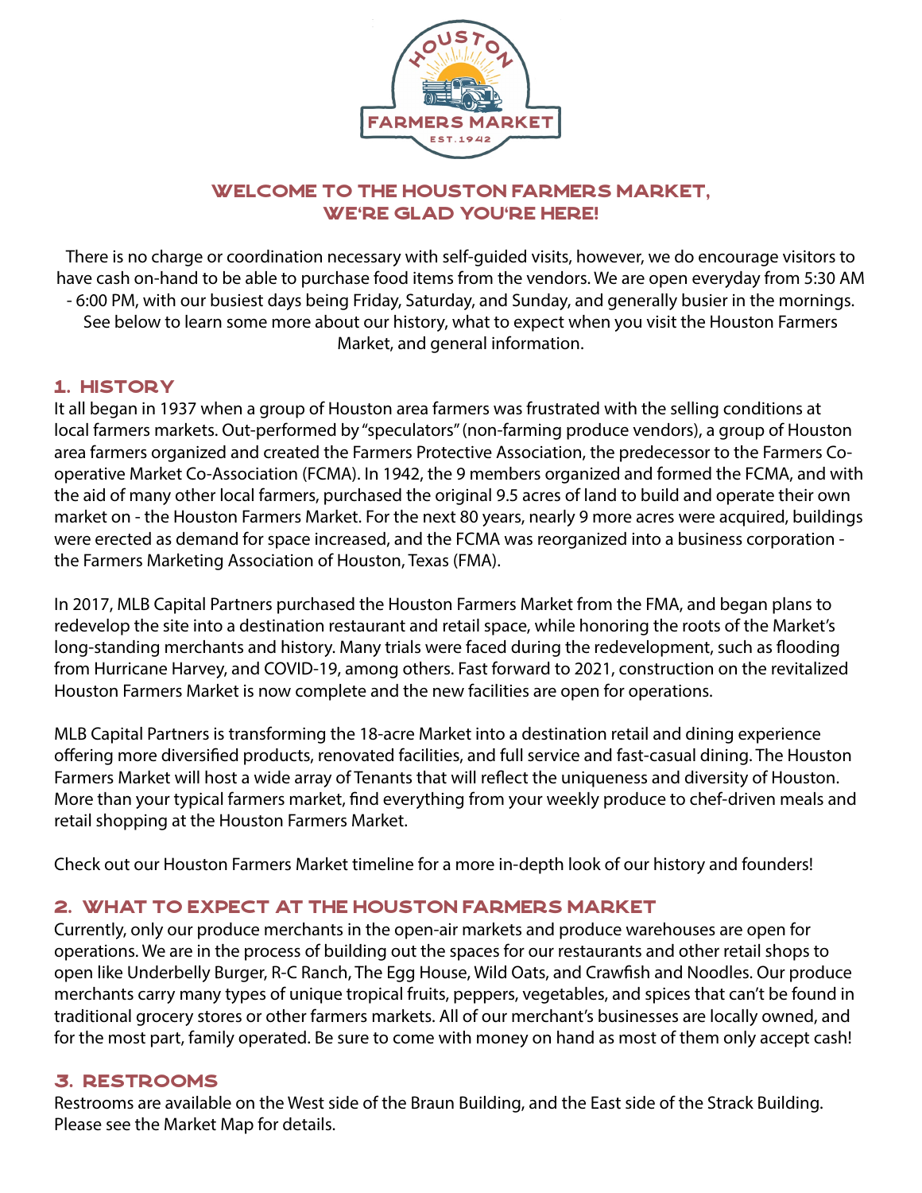HOUSTON FARMERS MARKET EST. 1942

# WELCOME TO THE HOUSTON FARMERS MARKET, WE'RE GLAD YOU'RE HERE!

There is no charge or coordination necessary with self-guided visits, however, we do encourage visitors to have cash on-hand to be able to purchase food items from the vendors. We are open everyday from 5:30 AM - 6:00 PM, with our busiest days being Friday, Saturday, and Sunday, and generally busier in the mornings. See below to learn some more about our history, what to expect when you visit the Houston Farmers Market, and general information.

## 1. HISTORY

It all began in 1937 when a group of Houston area farmers was frustrated with the selling conditions at local farmers markets. Out-performed by "speculators" (non-farming produce vendors), a group of Houston area farmers organized and created the Farmers Protective Association, the predecessor to the Farmers Co-operative Market Co-Association (FCMA). In 1942, the 9 members organized and formed the FCMA, and with the aid of many other local farmers, purchased the original 9.5 acres of land to build and operate their own market on - the Houston Farmers Market. For the next 80 years, nearly 9 more acres were acquired, buildings were erected as demand for space increased, and the FCMA was reorganized into a business corporation - the Farmers Marketing Association of Houston, Texas (FMA).

In 2017, MLB Capital Partners purchased the Houston Farmers Market from the FMA, and began plans to redevelop the site into a destination restaurant and retail space, while honoring the roots of the Market's long-standing merchants and history. Many trials were faced during the redevelopment, such as flooding from Hurricane Harvey, and COVID-19, among others. Fast forward to 2021, construction on the revitalized Houston Farmers Market is now complete and the new facilities are open for operations.

MLB Capital Partners is transforming the 18-acre Market into a destination retail and dining experience offering more diversified products, renovated facilities, and full service and fast-casual dining. The Houston Farmers Market will host a wide array of Tenants that will reflect the uniqueness and diversity of Houston. More than your typical farmers market, find everything from your weekly produce to chef-driven meals and retail shopping at the Houston Farmers Market.

Check out our Houston Farmers Market timeline for a more in-depth look of our history and founders!

## 2. WHAT TO EXPECT AT THE HOUSTON FARMERS MARKET

Currently, only our produce merchants in the open-air markets and produce warehouses are open for operations. We are in the process of building out the spaces for our restaurants and other retail shops to open like Underbelly Burger, R-C Ranch, The Egg House, Wild Oats, and Crawfish and Noodles. Our produce merchants carry many types of unique tropical fruits, peppers, vegetables, and spices that can't be found in traditional grocery stores or other farmers markets. All of our merchant's businesses are locally owned, and for the most part, family operated. Be sure to come with money on hand as most of them only accept cash!

## 3. RESTROOMS

Restrooms are available on the West side of the Braun Building, and the East side of the Strack Building. Please see the Market Map for details.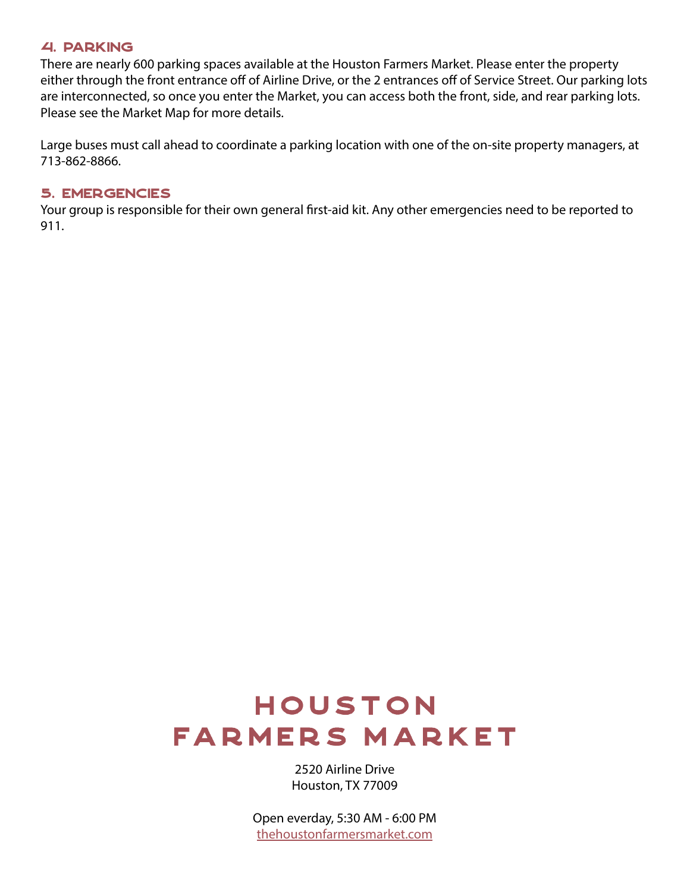## 4. PARKING

There are nearly 600 parking spaces available at the Houston Farmers Market. Please enter the property either through the front entrance off of Airline Drive, or the 2 entrances off of Service Street. Our parking lots are interconnected, so once you enter the Market, you can access both the front, side, and rear parking lots. Please see the Market Map for more details.

Large buses must call ahead to coordinate a parking location with one of the on-site property managers, at 713-862-8866.

## 5. EMERGENCIES

Your group is responsible for their own general first-aid kit. Any other emergencies need to be reported to 911.

# HOUSTON FARMERS MARKET

2520 Airline Drive
Houston, TX 77009

Open everday, 5:30 AM - 6:00 PM
thehoustonfarmersmarket.com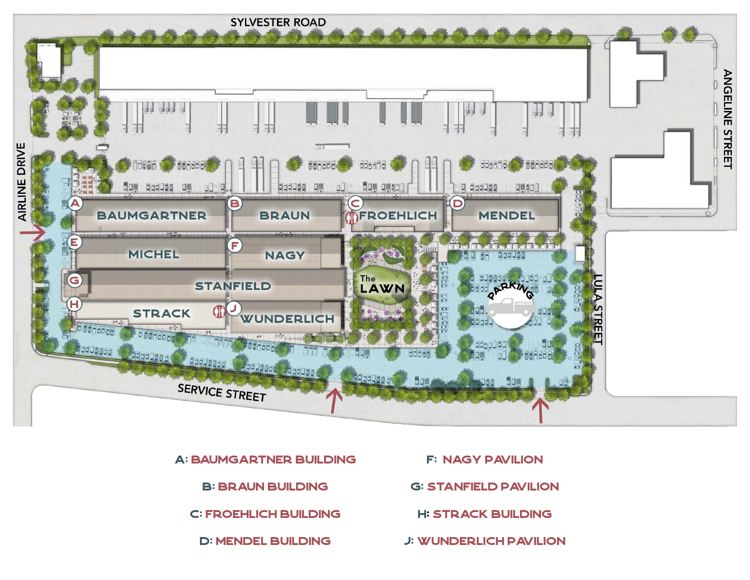SYLVESTER ROAD

AIRLINE DRIVE

ANGELINE STREET

LULA STREET

SERVICE STREET

BAUMGARTNER

BRAUN

FROEHLICH

MENDEL

MICHEL

NAGY

STANFIELD

STRACK

WUNDERLICH

The LAWN

PARKING

A: BAUMGARTNER BUILDING

B: BRAUN BUILDING

C: FROEHLICH BUILDING

D: MENDEL BUILDING

F: NAGY PAVILION

G: STANFIELD PAVILION

H: STRACK BUILDING

J: WUNDERLICH PAVILION